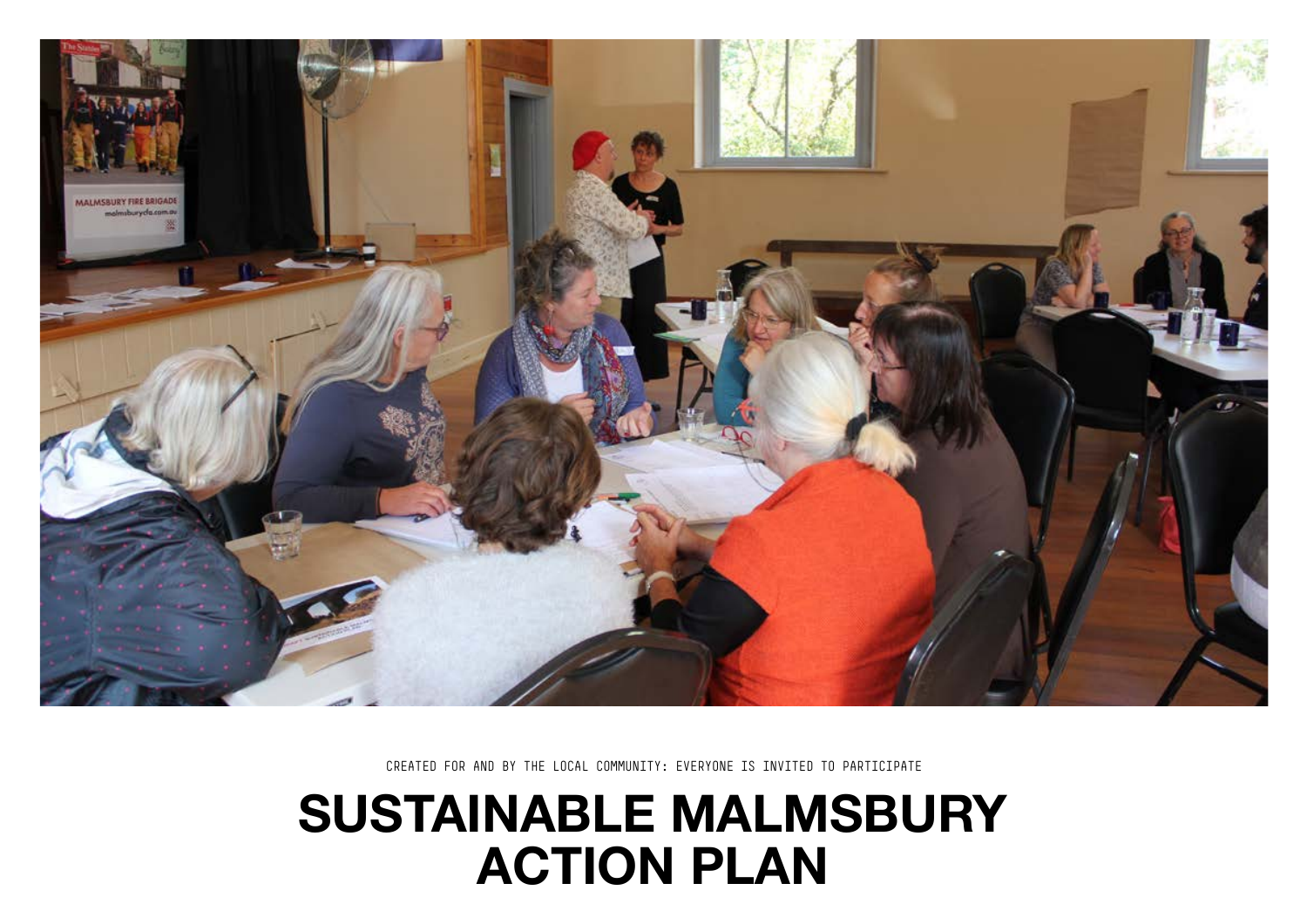CREATED FOR AND BY THE LOCAL COMMUNITY: EVERYONE IS INVITED TO PARTICIPATE

# SUSTAINABLE MALMSBURY ACTION PLAN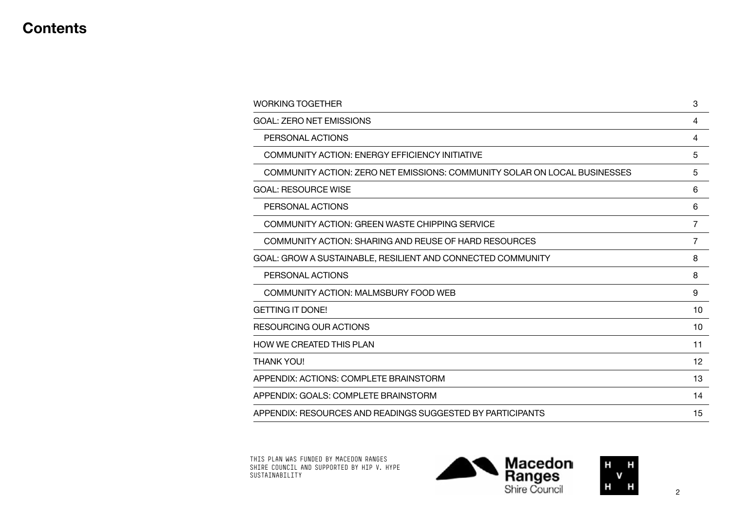# Contents

| | |
|---|---|
| WORKING TOGETHER | 3 |
| GOAL: ZERO NET EMISSIONS | 4 |
| PERSONAL ACTIONS | 4 |
| COMMUNITY ACTION: ENERGY EFFICIENCY INITIATIVE | 5 |
| COMMUNITY ACTION: ZERO NET EMISSIONS: COMMUNITY SOLAR ON LOCAL BUSINESSES | 5 |
| GOAL: RESOURCE WISE | 6 |
| PERSONAL ACTIONS | 6 |
| COMMUNITY ACTION: GREEN WASTE CHIPPING SERVICE | 7 |
| COMMUNITY ACTION: SHARING AND REUSE OF HARD RESOURCES | 7 |
| GOAL: GROW A SUSTAINABLE, RESILIENT AND CONNECTED COMMUNITY | 8 |
| PERSONAL ACTIONS | 8 |
| COMMUNITY ACTION: MALMSBURY FOOD WEB | 9 |
| GETTING IT DONE! | 10 |
| RESOURCING OUR ACTIONS | 10 |
| HOW WE CREATED THIS PLAN | 11 |
| THANK YOU! | 12 |
| APPENDIX: ACTIONS: COMPLETE BRAINSTORM | 13 |
| APPENDIX: GOALS: COMPLETE BRAINSTORM | 14 |
| APPENDIX: RESOURCES AND READINGS SUGGESTED BY PARTICIPANTS | 15 |

THIS PLAN WAS FUNDED BY MACEDON RANGES SHIRE COUNCIL AND SUPPORTED BY HIP V. HYPE SUSTAINABILITY

Macedon Ranges Shire Council

H V H H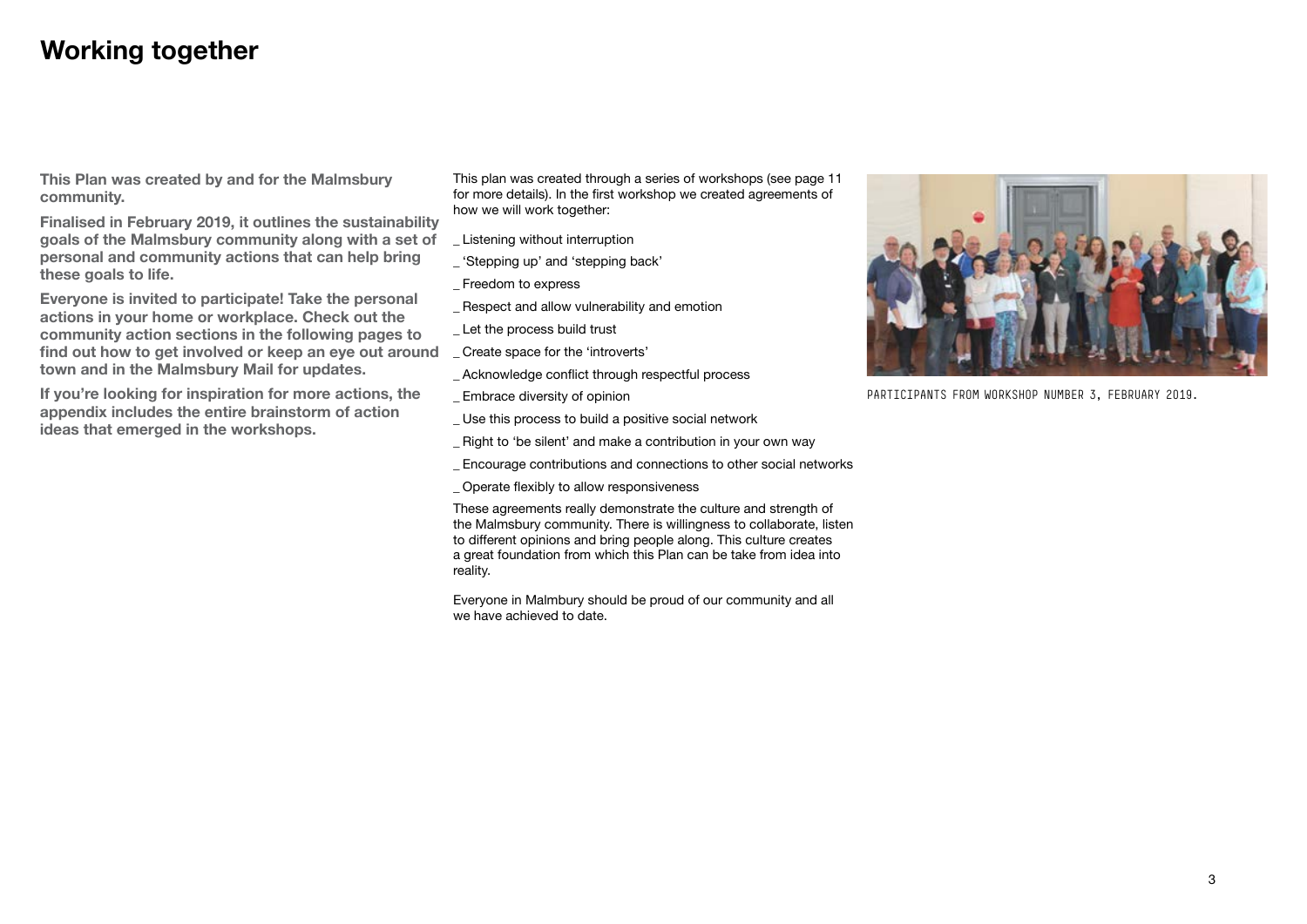# Working together

**This Plan was created by and for the Malmsbury community.**

**Finalised in February 2019, it outlines the sustainability goals of the Malmsbury community along with a set of personal and community actions that can help bring these goals to life.**

**Everyone is invited to participate! Take the personal actions in your home or workplace. Check out the community action sections in the following pages to find out how to get involved or keep an eye out around town and in the Malmsbury Mail for updates.**

**If you're looking for inspiration for more actions, the appendix includes the entire brainstorm of action ideas that emerged in the workshops.**

This plan was created through a series of workshops (see page 11 for more details). In the first workshop we created agreements of how we will work together:

- Listening without interruption
- 'Stepping up' and 'stepping back'
- Freedom to express
- Respect and allow vulnerability and emotion
- Let the process build trust
- Create space for the 'introverts'
- Acknowledge conflict through respectful process
- Embrace diversity of opinion
- Use this process to build a positive social network
- Right to 'be silent' and make a contribution in your own way
- Encourage contributions and connections to other social networks
- Operate flexibly to allow responsiveness

These agreements really demonstrate the culture and strength of the Malmsbury community. There is willingness to collaborate, listen to different opinions and bring people along. This culture creates a great foundation from which this Plan can be take from idea into reality.

Everyone in Malmbury should be proud of our community and all we have achieved to date.

PARTICIPANTS FROM WORKSHOP NUMBER 3, FEBRUARY 2019.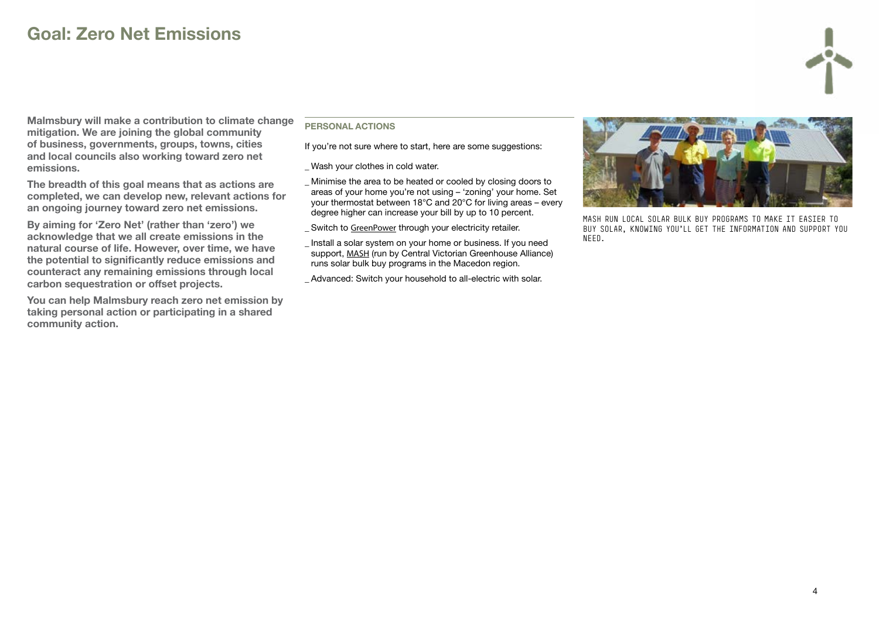# Goal: Zero Net Emissions

**Malmsbury will make a contribution to climate change mitigation. We are joining the global community of business, governments, groups, towns, cities and local councils also working toward zero net emissions.**

**The breadth of this goal means that as actions are completed, we can develop new, relevant actions for an ongoing journey toward zero net emissions.**

**By aiming for 'Zero Net' (rather than 'zero') we acknowledge that we all create emissions in the natural course of life. However, over time, we have the potential to significantly reduce emissions and counteract any remaining emissions through local carbon sequestration or offset projects.**

**You can help Malmsbury reach zero net emission by taking personal action or participating in a shared community action.**

## PERSONAL ACTIONS

If you're not sure where to start, here are some suggestions:

_ Wash your clothes in cold water.

_ Minimise the area to be heated or cooled by closing doors to areas of your home you're not using – 'zoning' your home. Set your thermostat between 18°C and 20°C for living areas – every degree higher can increase your bill by up to 10 percent.

_ Switch to GreenPower through your electricity retailer.

_ Install a solar system on your home or business. If you need support, MASH (run by Central Victorian Greenhouse Alliance) runs solar bulk buy programs in the Macedon region.

_ Advanced: Switch your household to all-electric with solar.

MASH RUN LOCAL SOLAR BULK BUY PROGRAMS TO MAKE IT EASIER TO BUY SOLAR, KNOWING YOU'LL GET THE INFORMATION AND SUPPORT YOU NEED.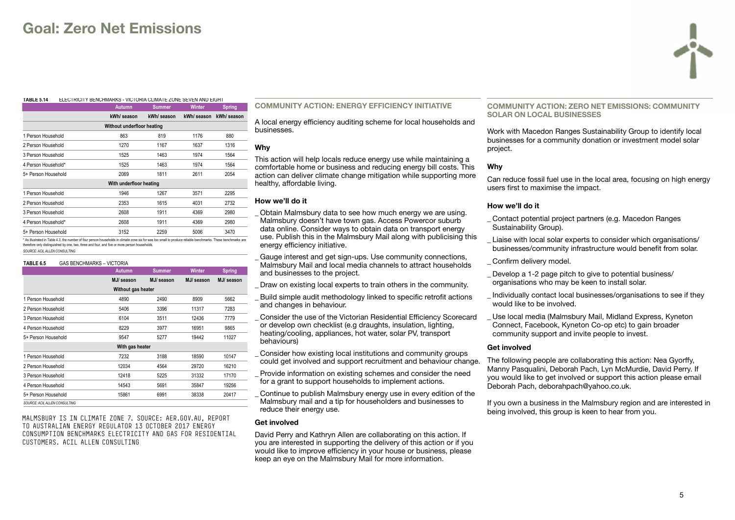# Goal: Zero Net Emissions

**TABLE 5.14** ELECTRICITY BENCHMARKS - VICTORIA CLIMATE ZONE SEVEN AND EIGHT

| | Autumn | Summer | Winter | Spring |
|---|---|---|---|---|
| | kWh/ season | kWh/ season | kWh/ season | kWh/ season |
| | Without underfloor heating | | | |
| 1 Person Household | 863 | 819 | 1176 | 880 |
| 2 Person Household | 1270 | 1167 | 1637 | 1316 |
| 3 Person Household | 1525 | 1463 | 1974 | 1564 |
| 4 Person Household* | 1525 | 1463 | 1974 | 1564 |
| 5+ Person Household | 2069 | 1811 | 2611 | 2054 |
| | With underfloor heating | | | |
| 1 Person Household | 1946 | 1267 | 3571 | 2295 |
| 2 Person Household | 2353 | 1615 | 4031 | 2732 |
| 3 Person Household | 2608 | 1911 | 4369 | 2980 |
| 4 Person Household* | 2608 | 1911 | 4369 | 2980 |
| 5+ Person Household | 3152 | 2259 | 5006 | 3470 |

* As illustrated in Table 4.3, the number of four person households in climate zone six for was too small to produce reliable benchmarks. These benchmarks are therefore only distinguished by one, two, three and four, and five or more person households.

*SOURCE: ACIL ALLEN CONSULTING*

**TABLE 6.5** GAS BENCHMARKS – VICTORIA

| | Autumn | Summer | Winter | Spring |
|---|---|---|---|---|
| | MJ/ season | MJ/ season | MJ/ season | MJ/ season |
| | Without gas heater | | | |
| 1 Person Household | 4890 | 2490 | 8909 | 5662 |
| 2 Person Household | 5406 | 3396 | 11317 | 7283 |
| 3 Person Household | 6104 | 3511 | 12436 | 7779 |
| 4 Person Household | 8229 | 3977 | 16951 | 9865 |
| 5+ Person Household | 9547 | 5277 | 19442 | 11027 |
| | With gas heater | | | |
| 1 Person Household | 7232 | 3188 | 18590 | 10147 |
| 2 Person Household | 12034 | 4564 | 29720 | 16210 |
| 3 Person Household | 12418 | 5225 | 31332 | 17170 |
| 4 Person Household | 14543 | 5691 | 35847 | 19256 |
| 5+ Person Household | 15861 | 6991 | 38338 | 20417 |

*SOURCE: ACIL ALLEN CONSULTING*

MALMSBURY IS IN CLIMATE ZONE 7. SOURCE: AER.GOV.AU, REPORT TO AUSTRALIAN ENERGY REGULATOR 13 OCTOBER 2017 ENERGY CONSUMPTION BENCHMARKS ELECTRICITY AND GAS FOR RESIDENTIAL CUSTOMERS. ACIL ALLEN CONSULTING

## COMMUNITY ACTION: ENERGY EFFICIENCY INITIATIVE

A local energy efficiency auditing scheme for local households and businesses.

### Why

This action will help locals reduce energy use while maintaining a comfortable home or business and reducing energy bill costs. This action can deliver climate change mitigation while supporting more healthy, affordable living.

### How we'll do it

_ Obtain Malmsbury data to see how much energy we are using. Malmsbury doesn't have town gas. Access Powercor suburb data online. Consider ways to obtain data on transport energy use. Publish this in the Malmsbury Mail along with publicising this energy efficiency initiative.

_ Gauge interest and get sign-ups. Use community connections, Malmsbury Mail and local media channels to attract households and businesses to the project.

_ Draw on existing local experts to train others in the community.

_ Build simple audit methodology linked to specific retrofit actions and changes in behaviour.

_ Consider the use of the Victorian Residential Efficiency Scorecard or develop own checklist (e.g draughts, insulation, lighting, heating/cooling, appliances, hot water, solar PV, transport behaviours)

_ Consider how existing local institutions and community groups could get involved and support recruitment and behaviour change.

_ Provide information on existing schemes and consider the need for a grant to support households to implement actions.

_ Continue to publish Malmsbury energy use in every edition of the Malmsbury mail and a tip for householders and businesses to reduce their energy use.

### Get involved

David Perry and Kathryn Allen are collaborating on this action. If you are interested in supporting the delivery of this action or if you would like to improve efficiency in your house or business, please keep an eye on the Malmsbury Mail for more information.

## COMMUNITY ACTION: ZERO NET EMISSIONS: COMMUNITY SOLAR ON LOCAL BUSINESSES

Work with Macedon Ranges Sustainability Group to identify local businesses for a community donation or investment model solar project.

### Why

Can reduce fossil fuel use in the local area, focusing on high energy users first to maximise the impact.

### How we'll do it

_ Contact potential project partners (e.g. Macedon Ranges Sustainability Group).

_ Liaise with local solar experts to consider which organisations/businesses/community infrastructure would benefit from solar.

_ Confirm delivery model.

_ Develop a 1-2 page pitch to give to potential business/organisations who may be keen to install solar.

_ Individually contact local businesses/organisations to see if they would like to be involved.

_ Use local media (Malmsbury Mail, Midland Express, Kyneton Connect, Facebook, Kyneton Co-op etc) to gain broader community support and invite people to invest.

### Get involved

The following people are collaborating this action: Nea Gyorffy, Manny Pasqualini, Deborah Pach, Lyn McMurdie, David Perry. If you would like to get involved or support this action please email Deborah Pach, deborahpach@yahoo.co.uk.

If you own a business in the Malmsbury region and are interested in being involved, this group is keen to hear from you.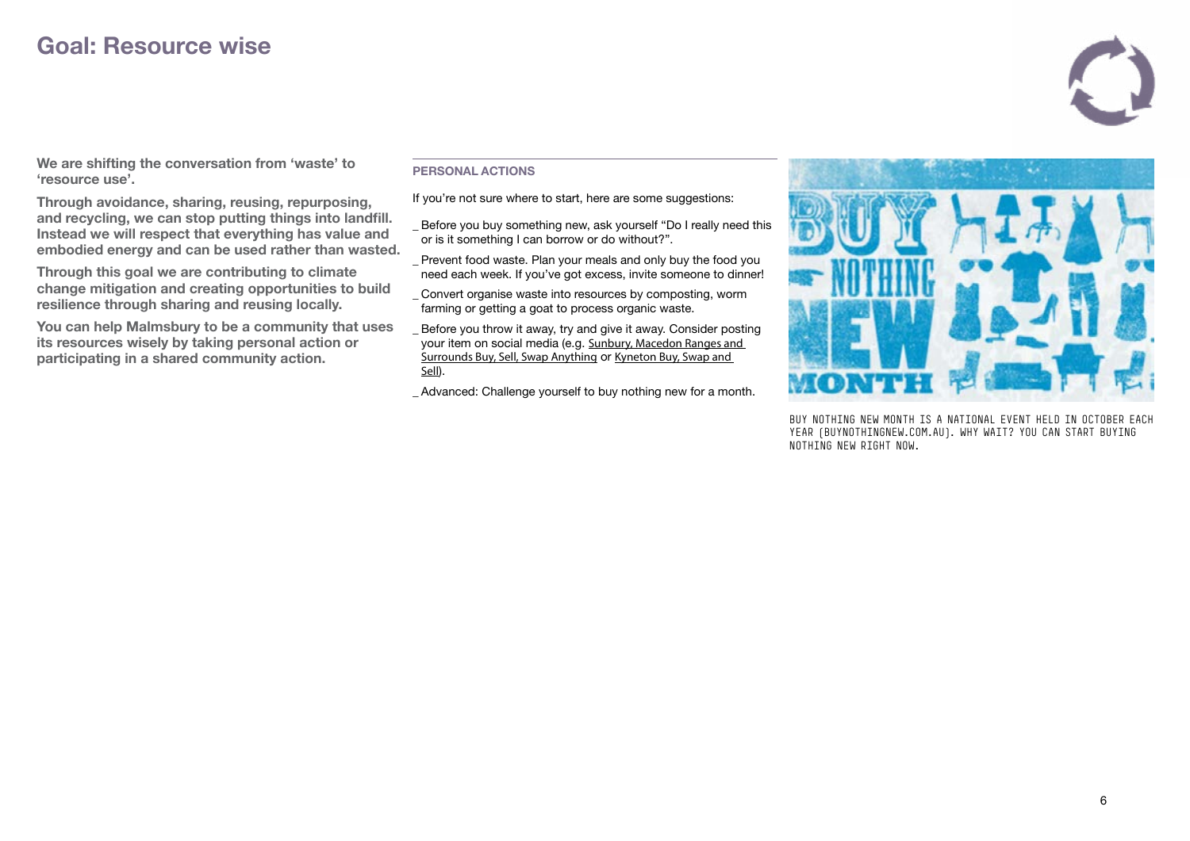# Goal: Resource wise

**We are shifting the conversation from 'waste' to 'resource use'.**

**Through avoidance, sharing, reusing, repurposing, and recycling, we can stop putting things into landfill. Instead we will respect that everything has value and embodied energy and can be used rather than wasted.**

**Through this goal we are contributing to climate change mitigation and creating opportunities to build resilience through sharing and reusing locally.**

**You can help Malmsbury to be a community that uses its resources wisely by taking personal action or participating in a shared community action.**

## PERSONAL ACTIONS

If you're not sure where to start, here are some suggestions:

_ Before you buy something new, ask yourself "Do I really need this or is it something I can borrow or do without?".

_ Prevent food waste. Plan your meals and only buy the food you need each week. If you've got excess, invite someone to dinner!

_ Convert organise waste into resources by composting, worm farming or getting a goat to process organic waste.

_ Before you throw it away, try and give it away. Consider posting your item on social media (e.g. Sunbury, Macedon Ranges and Surrounds Buy, Sell, Swap Anything or Kyneton Buy, Swap and Sell).

_ Advanced: Challenge yourself to buy nothing new for a month.

BUY NOTHING NEW MONTH IS A NATIONAL EVENT HELD IN OCTOBER EACH YEAR (BUYNOTHINGNEW.COM.AU). WHY WAIT? YOU CAN START BUYING NOTHING NEW RIGHT NOW.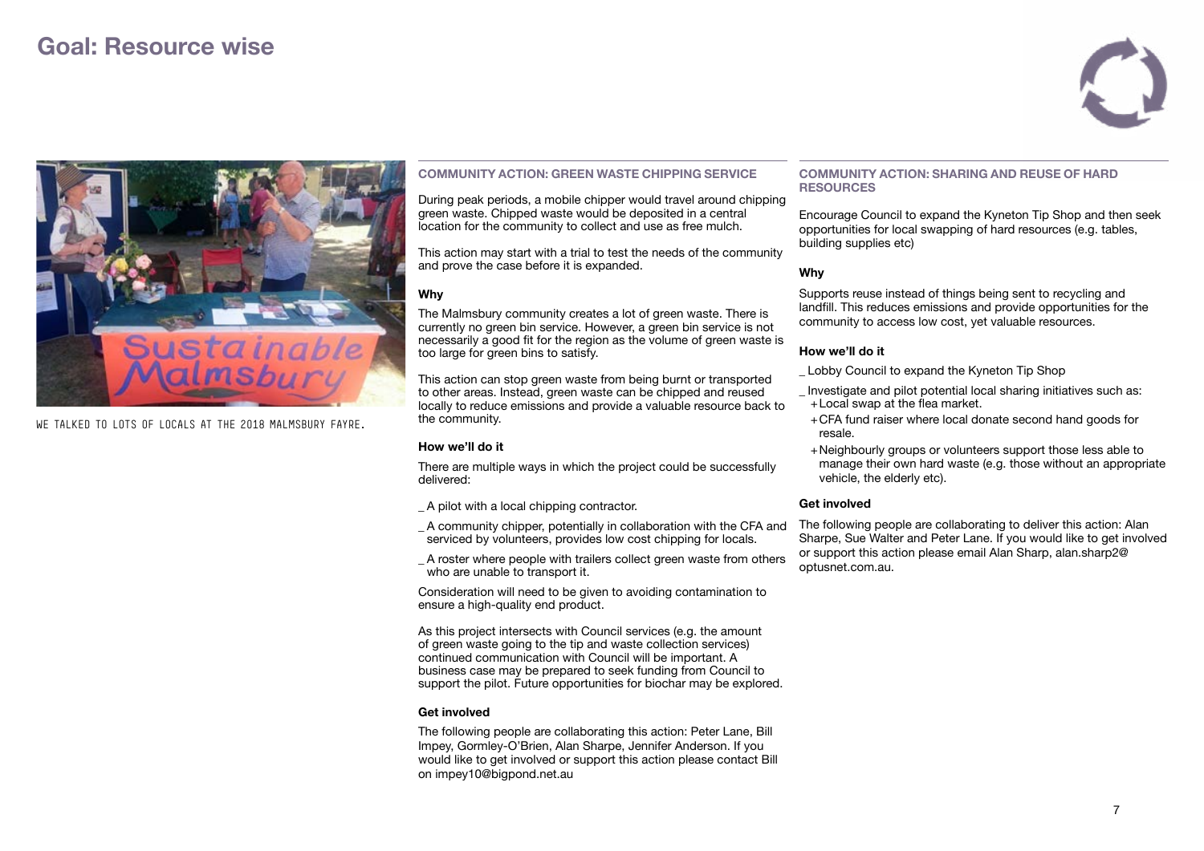# Goal: Resource wise

WE TALKED TO LOTS OF LOCALS AT THE 2018 MALMSBURY FAYRE.

## COMMUNITY ACTION: GREEN WASTE CHIPPING SERVICE

During peak periods, a mobile chipper would travel around chipping green waste. Chipped waste would be deposited in a central location for the community to collect and use as free mulch.

This action may start with a trial to test the needs of the community and prove the case before it is expanded.

### Why

The Malmsbury community creates a lot of green waste. There is currently no green bin service. However, a green bin service is not necessarily a good fit for the region as the volume of green waste is too large for green bins to satisfy.

This action can stop green waste from being burnt or transported to other areas. Instead, green waste can be chipped and reused locally to reduce emissions and provide a valuable resource back to the community.

### How we'll do it

There are multiple ways in which the project could be successfully delivered:

_ A pilot with a local chipping contractor.

_ A community chipper, potentially in collaboration with the CFA and serviced by volunteers, provides low cost chipping for locals.

_ A roster where people with trailers collect green waste from others who are unable to transport it.

Consideration will need to be given to avoiding contamination to ensure a high-quality end product.

As this project intersects with Council services (e.g. the amount of green waste going to the tip and waste collection services) continued communication with Council will be important. A business case may be prepared to seek funding from Council to support the pilot. Future opportunities for biochar may be explored.

### Get involved

The following people are collaborating this action: Peter Lane, Bill Impey, Gormley-O'Brien, Alan Sharpe, Jennifer Anderson. If you would like to get involved or support this action please contact Bill on impey10@bigpond.net.au

## COMMUNITY ACTION: SHARING AND REUSE OF HARD RESOURCES

Encourage Council to expand the Kyneton Tip Shop and then seek opportunities for local swapping of hard resources (e.g. tables, building supplies etc)

### Why

Supports reuse instead of things being sent to recycling and landfill. This reduces emissions and provide opportunities for the community to access low cost, yet valuable resources.

### How we'll do it

_ Lobby Council to expand the Kyneton Tip Shop

_ Investigate and pilot potential local sharing initiatives such as:
  + Local swap at the flea market.
  + CFA fund raiser where local donate second hand goods for resale.
  + Neighbourly groups or volunteers support those less able to manage their own hard waste (e.g. those without an appropriate vehicle, the elderly etc).

### Get involved

The following people are collaborating to deliver this action: Alan Sharpe, Sue Walter and Peter Lane. If you would like to get involved or support this action please email Alan Sharp, alan.sharp2@optusnet.com.au.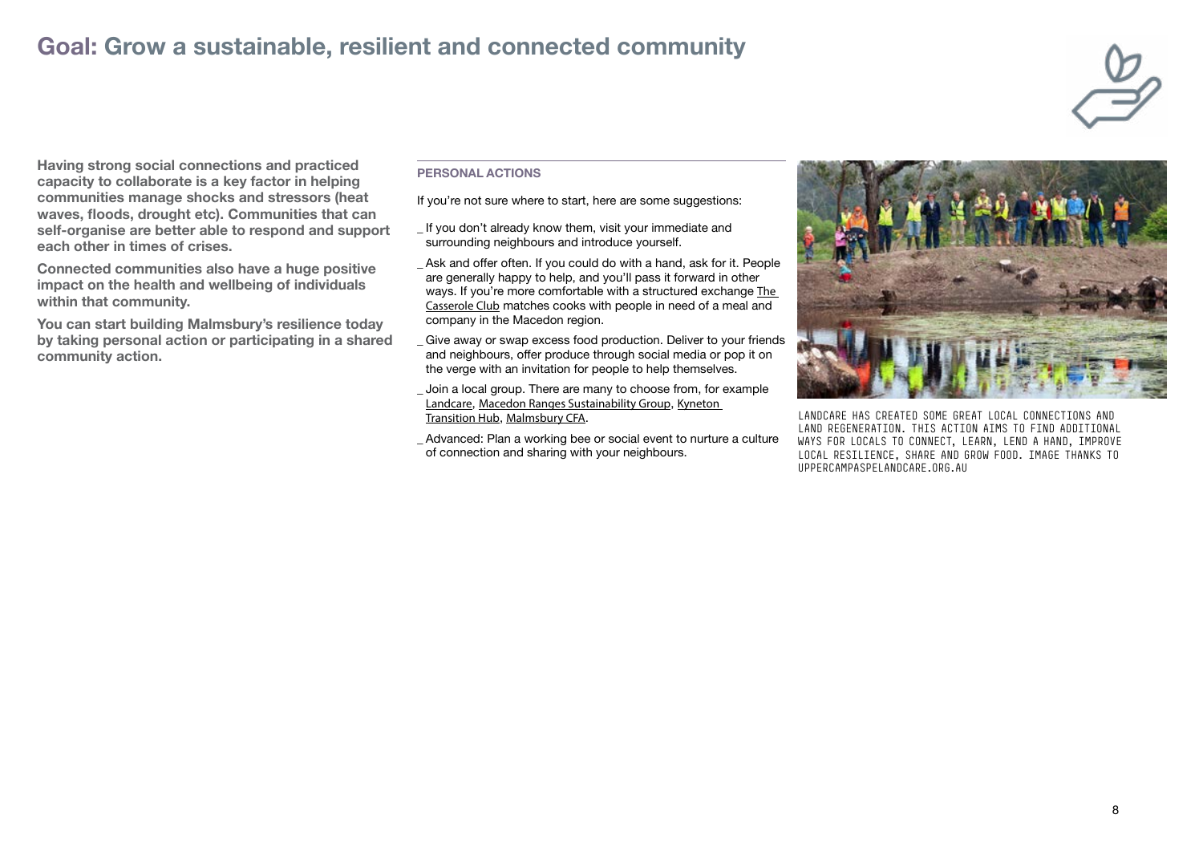# Goal: Grow a sustainable, resilient and connected community

**Having strong social connections and practiced capacity to collaborate is a key factor in helping communities manage shocks and stressors (heat waves, floods, drought etc). Communities that can self-organise are better able to respond and support each other in times of crises.**

**Connected communities also have a huge positive impact on the health and wellbeing of individuals within that community.**

**You can start building Malmsbury's resilience today by taking personal action or participating in a shared community action.**

## PERSONAL ACTIONS

If you're not sure where to start, here are some suggestions:

- If you don't already know them, visit your immediate and surrounding neighbours and introduce yourself.
- Ask and offer often. If you could do with a hand, ask for it. People are generally happy to help, and you'll pass it forward in other ways. If you're more comfortable with a structured exchange The Casserole Club matches cooks with people in need of a meal and company in the Macedon region.
- Give away or swap excess food production. Deliver to your friends and neighbours, offer produce through social media or pop it on the verge with an invitation for people to help themselves.
- Join a local group. There are many to choose from, for example Landcare, Macedon Ranges Sustainability Group, Kyneton Transition Hub, Malmsbury CFA.
- Advanced: Plan a working bee or social event to nurture a culture of connection and sharing with your neighbours.

LANDCARE HAS CREATED SOME GREAT LOCAL CONNECTIONS AND LAND REGENERATION. THIS ACTION AIMS TO FIND ADDITIONAL WAYS FOR LOCALS TO CONNECT, LEARN, LEND A HAND, IMPROVE LOCAL RESILIENCE, SHARE AND GROW FOOD. IMAGE THANKS TO UPPERCAMPASPELANDCARE.ORG.AU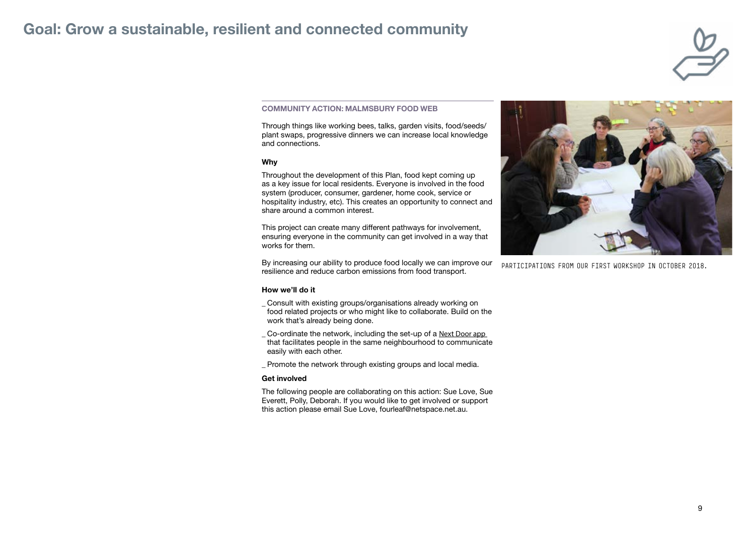# Goal: Grow a sustainable, resilient and connected community

## COMMUNITY ACTION: MALMSBURY FOOD WEB

Through things like working bees, talks, garden visits, food/seeds/plant swaps, progressive dinners we can increase local knowledge and connections.

**Why**

Throughout the development of this Plan, food kept coming up as a key issue for local residents. Everyone is involved in the food system (producer, consumer, gardener, home cook, service or hospitality industry, etc). This creates an opportunity to connect and share around a common interest.

This project can create many different pathways for involvement, ensuring everyone in the community can get involved in a way that works for them.

By increasing our ability to produce food locally we can improve our resilience and reduce carbon emissions from food transport.

**How we'll do it**

_ Consult with existing groups/organisations already working on food related projects or who might like to collaborate. Build on the work that's already being done.

_ Co-ordinate the network, including the set-up of a Next Door app that facilitates people in the same neighbourhood to communicate easily with each other.

_ Promote the network through existing groups and local media.

**Get involved**

The following people are collaborating on this action: Sue Love, Sue Everett, Polly, Deborah. If you would like to get involved or support this action please email Sue Love, fourleaf@netspace.net.au.

PARTICIPATIONS FROM OUR FIRST WORKSHOP IN OCTOBER 2018.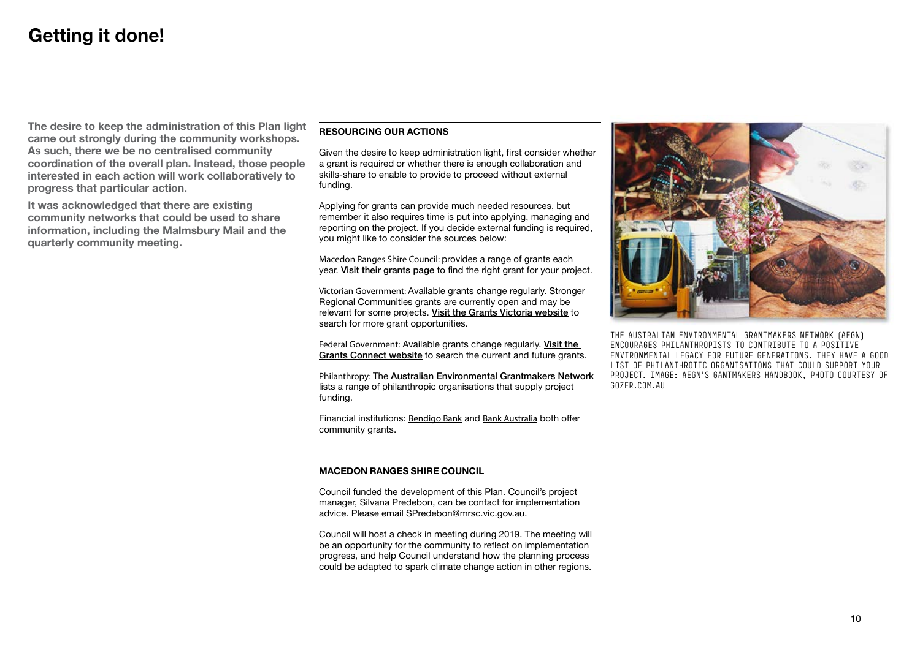# Getting it done!

**The desire to keep the administration of this Plan light came out strongly during the community workshops. As such, there we be no centralised community coordination of the overall plan. Instead, those people interested in each action will work collaboratively to progress that particular action.**

**It was acknowledged that there are existing community networks that could be used to share information, including the Malmsbury Mail and the quarterly community meeting.**

## RESOURCING OUR ACTIONS

Given the desire to keep administration light, first consider whether a grant is required or whether there is enough collaboration and skills-share to enable to provide to proceed without external funding.

Applying for grants can provide much needed resources, but remember it also requires time is put into applying, managing and reporting on the project. If you decide external funding is required, you might like to consider the sources below:

Macedon Ranges Shire Council: provides a range of grants each year. Visit their grants page to find the right grant for your project.

Victorian Government: Available grants change regularly. Stronger Regional Communities grants are currently open and may be relevant for some projects. Visit the Grants Victoria website to search for more grant opportunities.

Federal Government: Available grants change regularly. Visit the Grants Connect website to search the current and future grants.

Philanthropy: The Australian Environmental Grantmakers Network lists a range of philanthropic organisations that supply project funding.

Financial institutions: Bendigo Bank and Bank Australia both offer community grants.

## MACEDON RANGES SHIRE COUNCIL

Council funded the development of this Plan. Council's project manager, Silvana Predebon, can be contact for implementation advice. Please email SPredebon@mrsc.vic.gov.au.

Council will host a check in meeting during 2019. The meeting will be an opportunity for the community to reflect on implementation progress, and help Council understand how the planning process could be adapted to spark climate change action in other regions.

THE AUSTRALIAN ENVIRONMENTAL GRANTMAKERS NETWORK (AEGN) ENCOURAGES PHILANTHROPISTS TO CONTRIBUTE TO A POSITIVE ENVIRONMENTAL LEGACY FOR FUTURE GENERATIONS. THEY HAVE A GOOD LIST OF PHILANTHROTIC ORGANISATIONS THAT COULD SUPPORT YOUR PROJECT. IMAGE: AEGN'S GANTMAKERS HANDBOOK, PHOTO COURTESY OF GOZER.COM.AU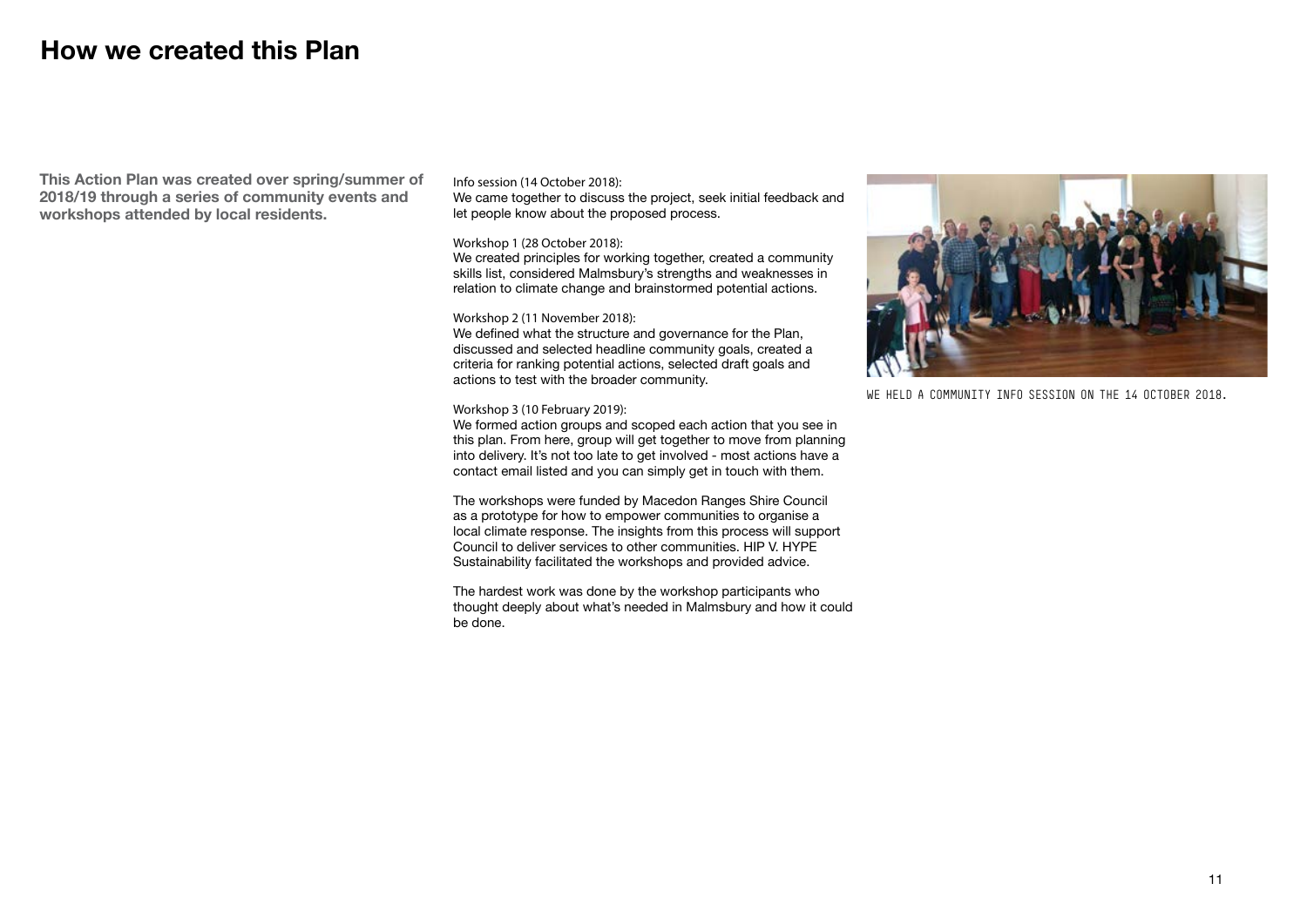# How we created this Plan

**This Action Plan was created over spring/summer of 2018/19 through a series of community events and workshops attended by local residents.**

Info session (14 October 2018):
We came together to discuss the project, seek initial feedback and let people know about the proposed process.

Workshop 1 (28 October 2018):
We created principles for working together, created a community skills list, considered Malmsbury's strengths and weaknesses in relation to climate change and brainstormed potential actions.

Workshop 2 (11 November 2018):
We defined what the structure and governance for the Plan, discussed and selected headline community goals, created a criteria for ranking potential actions, selected draft goals and actions to test with the broader community.

Workshop 3 (10 February 2019):
We formed action groups and scoped each action that you see in this plan. From here, group will get together to move from planning into delivery. It's not too late to get involved - most actions have a contact email listed and you can simply get in touch with them.

The workshops were funded by Macedon Ranges Shire Council as a prototype for how to empower communities to organise a local climate response. The insights from this process will support Council to deliver services to other communities. HIP V. HYPE Sustainability facilitated the workshops and provided advice.

The hardest work was done by the workshop participants who thought deeply about what's needed in Malmsbury and how it could be done.

WE HELD A COMMUNITY INFO SESSION ON THE 14 OCTOBER 2018.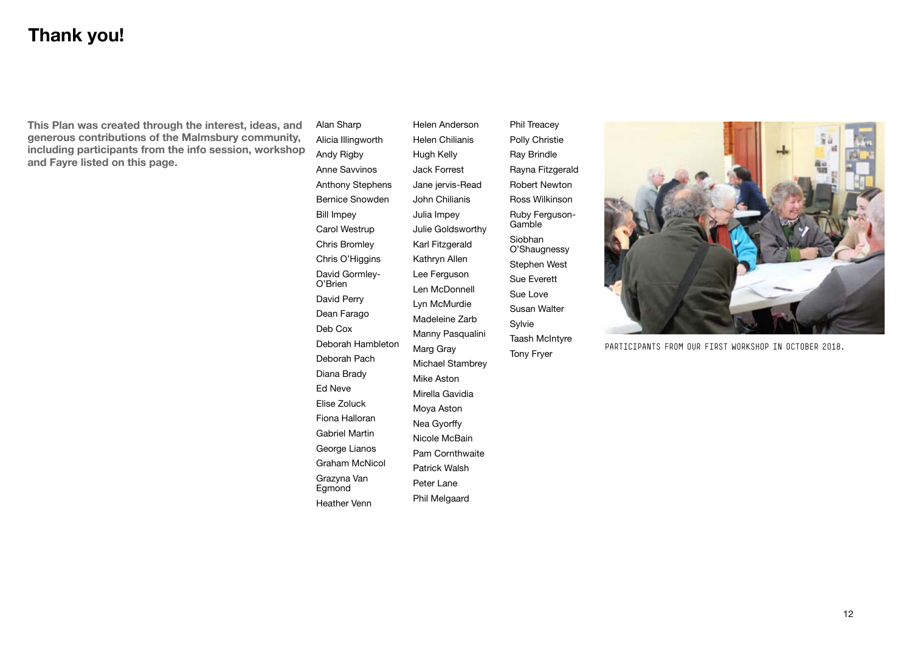# Thank you!

**This Plan was created through the interest, ideas, and generous contributions of the Malmsbury community, including participants from the info session, workshop and Fayre listed on this page.**

Alan Sharp
Alicia Illingworth
Andy Rigby
Anne Savvinos
Anthony Stephens
Bernice Snowden
Bill Impey
Carol Westrup
Chris Bromley
Chris O'Higgins
David Gormley-O'Brien
David Perry
Dean Farago
Deb Cox
Deborah Hambleton
Deborah Pach
Diana Brady
Ed Neve
Elise Zoluck
Fiona Halloran
Gabriel Martin
George Lianos
Graham McNicol
Grazyna Van Egmond
Heather Venn
Helen Anderson
Helen Chilianis
Hugh Kelly
Jack Forrest
Jane jervis-Read
John Chilianis
Julia Impey
Julie Goldsworthy
Karl Fitzgerald
Kathryn Allen
Lee Ferguson
Len McDonnell
Lyn McMurdie
Madeleine Zarb
Manny Pasqualini
Marg Gray
Michael Stambrey
Mike Aston
Mirella Gavidia
Moya Aston
Nea Gyorffy
Nicole McBain
Pam Cornthwaite
Patrick Walsh
Peter Lane
Phil Melgaard
Phil Treacey
Polly Christie
Ray Brindle
Rayna Fitzgerald
Robert Newton
Ross Wilkinson
Ruby Ferguson-Gamble
Siobhan O'Shaugnessy
Stephen West
Sue Everett
Sue Love
Susan Walter
Sylvie
Taash McIntyre
Tony Fryer

PARTICIPANTS FROM OUR FIRST WORKSHOP IN OCTOBER 2018.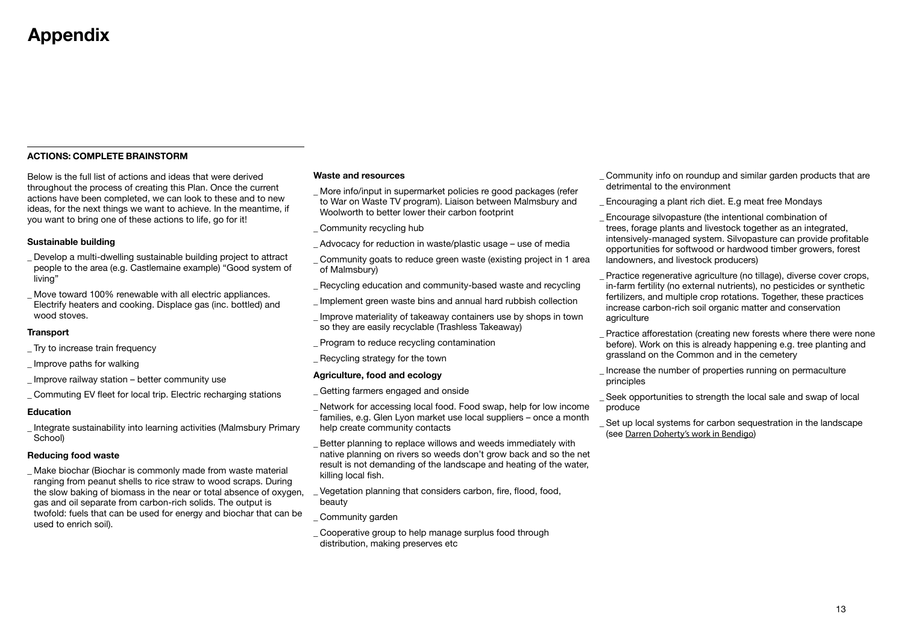# Appendix

### ACTIONS: COMPLETE BRAINSTORM

Below is the full list of actions and ideas that were derived throughout the process of creating this Plan. Once the current actions have been completed, we can look to these and to new ideas, for the next things we want to achieve. In the meantime, if you want to bring one of these actions to life, go for it!

**Sustainable building**

_ Develop a multi-dwelling sustainable building project to attract people to the area (e.g. Castlemaine example) "Good system of living"

_ Move toward 100% renewable with all electric appliances. Electrify heaters and cooking. Displace gas (inc. bottled) and wood stoves.

**Transport**

_ Try to increase train frequency

_ Improve paths for walking

_ Improve railway station – better community use

_ Commuting EV fleet for local trip. Electric recharging stations

**Education**

_ Integrate sustainability into learning activities (Malmsbury Primary School)

**Reducing food waste**

_ Make biochar (Biochar is commonly made from waste material ranging from peanut shells to rice straw to wood scraps. During the slow baking of biomass in the near or total absence of oxygen, gas and oil separate from carbon-rich solids. The output is twofold: fuels that can be used for energy and biochar that can be used to enrich soil).

**Waste and resources**

_ More info/input in supermarket policies re good packages (refer to War on Waste TV program). Liaison between Malmsbury and Woolworth to better lower their carbon footprint

_ Community recycling hub

_ Advocacy for reduction in waste/plastic usage – use of media

_ Community goats to reduce green waste (existing project in 1 area of Malmsbury)

_ Recycling education and community-based waste and recycling

_ Implement green waste bins and annual hard rubbish collection

_ Improve materiality of takeaway containers use by shops in town so they are easily recyclable (Trashless Takeaway)

_ Program to reduce recycling contamination

_ Recycling strategy for the town

**Agriculture, food and ecology**

_ Getting farmers engaged and onside

_ Network for accessing local food. Food swap, help for low income families, e.g. Glen Lyon market use local suppliers – once a month help create community contacts

_ Better planning to replace willows and weeds immediately with native planning on rivers so weeds don't grow back and so the net result is not demanding of the landscape and heating of the water, killing local fish.

_ Vegetation planning that considers carbon, fire, flood, food, beauty

_ Community garden

_ Cooperative group to help manage surplus food through distribution, making preserves etc

_ Community info on roundup and similar garden products that are detrimental to the environment

_ Encouraging a plant rich diet. E.g meat free Mondays

_ Encourage silvopasture (the intentional combination of trees, forage plants and livestock together as an integrated, intensively-managed system. Silvopasture can provide profitable opportunities for softwood or hardwood timber growers, forest landowners, and livestock producers)

_ Practice regenerative agriculture (no tillage), diverse cover crops, in-farm fertility (no external nutrients), no pesticides or synthetic fertilizers, and multiple crop rotations. Together, these practices increase carbon-rich soil organic matter and conservation agriculture

_ Practice afforestation (creating new forests where there were none before). Work on this is already happening e.g. tree planting and grassland on the Common and in the cemetery

_ Increase the number of properties running on permaculture principles

_ Seek opportunities to strength the local sale and swap of local produce

_ Set up local systems for carbon sequestration in the landscape (see Darren Doherty's work in Bendigo)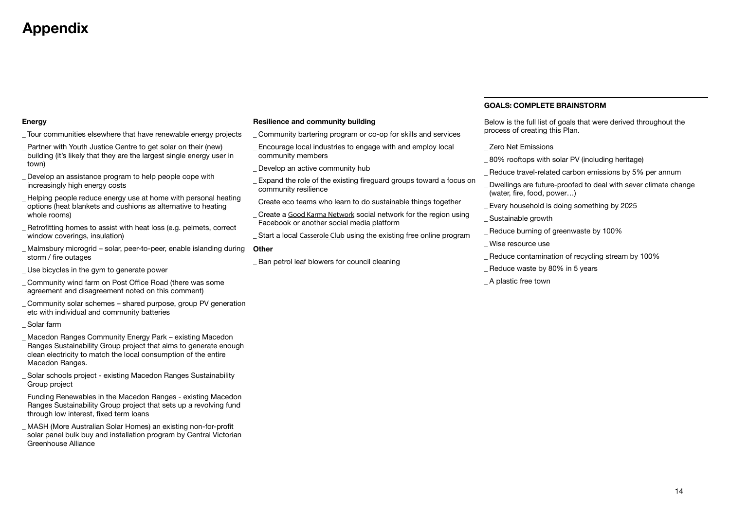# Appendix

**Energy**

_ Tour communities elsewhere that have renewable energy projects

_ Partner with Youth Justice Centre to get solar on their (new) building (it's likely that they are the largest single energy user in town)

_ Develop an assistance program to help people cope with increasingly high energy costs

_ Helping people reduce energy use at home with personal heating options (heat blankets and cushions as alternative to heating whole rooms)

_ Retrofitting homes to assist with heat loss (e.g. pelmets, correct window coverings, insulation)

_ Malmsbury microgrid – solar, peer-to-peer, enable islanding during storm / fire outages

_ Use bicycles in the gym to generate power

_ Community wind farm on Post Office Road (there was some agreement and disagreement noted on this comment)

_ Community solar schemes – shared purpose, group PV generation etc with individual and community batteries

_ Solar farm

_ Macedon Ranges Community Energy Park – existing Macedon Ranges Sustainability Group project that aims to generate enough clean electricity to match the local consumption of the entire Macedon Ranges.

_ Solar schools project - existing Macedon Ranges Sustainability Group project

_ Funding Renewables in the Macedon Ranges - existing Macedon Ranges Sustainability Group project that sets up a revolving fund through low interest, fixed term loans

_ MASH (More Australian Solar Homes) an existing non-for-profit solar panel bulk buy and installation program by Central Victorian Greenhouse Alliance

**Resilience and community building**

_ Community bartering program or co-op for skills and services

_ Encourage local industries to engage with and employ local community members

_ Develop an active community hub

_ Expand the role of the existing fireguard groups toward a focus on community resilience

_ Create eco teams who learn to do sustainable things together

_ Create a Good Karma Network social network for the region using Facebook or another social media platform

_ Start a local Casserole Club using the existing free online program

**Other**

_ Ban petrol leaf blowers for council cleaning

**GOALS: COMPLETE BRAINSTORM**

Below is the full list of goals that were derived throughout the process of creating this Plan.

_ Zero Net Emissions

_ 80% rooftops with solar PV (including heritage)

_ Reduce travel-related carbon emissions by 5% per annum

_ Dwellings are future-proofed to deal with sever climate change (water, fire, food, power…)

_ Every household is doing something by 2025

_ Sustainable growth

_ Reduce burning of greenwaste by 100%

_ Wise resource use

_ Reduce contamination of recycling stream by 100%

_ Reduce waste by 80% in 5 years

_ A plastic free town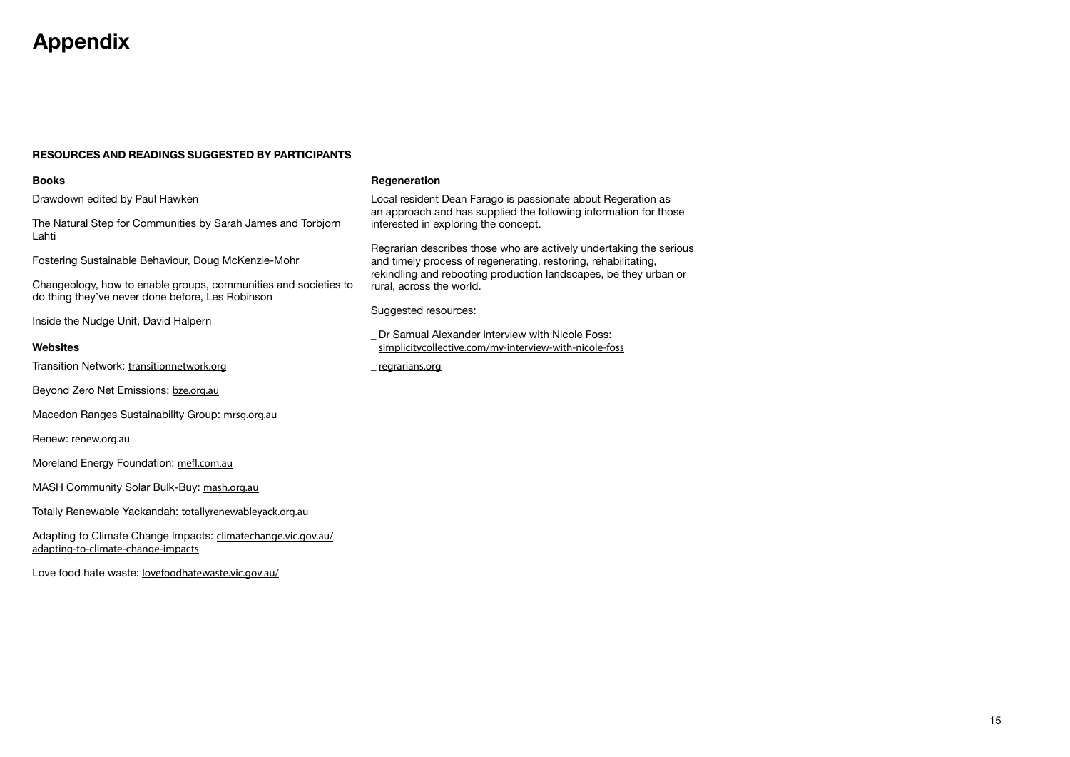# Appendix

## RESOURCES AND READINGS SUGGESTED BY PARTICIPANTS

### Books

Drawdown edited by Paul Hawken

The Natural Step for Communities by Sarah James and Torbjorn Lahti

Fostering Sustainable Behaviour, Doug McKenzie-Mohr

Changeology, how to enable groups, communities and societies to do thing they've never done before, Les Robinson

Inside the Nudge Unit, David Halpern

### Websites

Transition Network: transitionnetwork.org

Beyond Zero Net Emissions: bze.org.au

Macedon Ranges Sustainability Group: mrsg.org.au

Renew: renew.org.au

Moreland Energy Foundation: mefl.com.au

MASH Community Solar Bulk-Buy: mash.org.au

Totally Renewable Yackandah: totallyrenewableyack.org.au

Adapting to Climate Change Impacts: climatechange.vic.gov.au/adapting-to-climate-change-impacts

Love food hate waste: lovefoodhatewaste.vic.gov.au/

### Regeneration

Local resident Dean Farago is passionate about Regeration as an approach and has supplied the following information for those interested in exploring the concept.

Regrarian describes those who are actively undertaking the serious and timely process of regenerating, restoring, rehabilitating, rekindling and rebooting production landscapes, be they urban or rural, across the world.

Suggested resources:

_ Dr Samual Alexander interview with Nicole Foss: simplicitycollective.com/my-interview-with-nicole-foss

_ regrarians.org